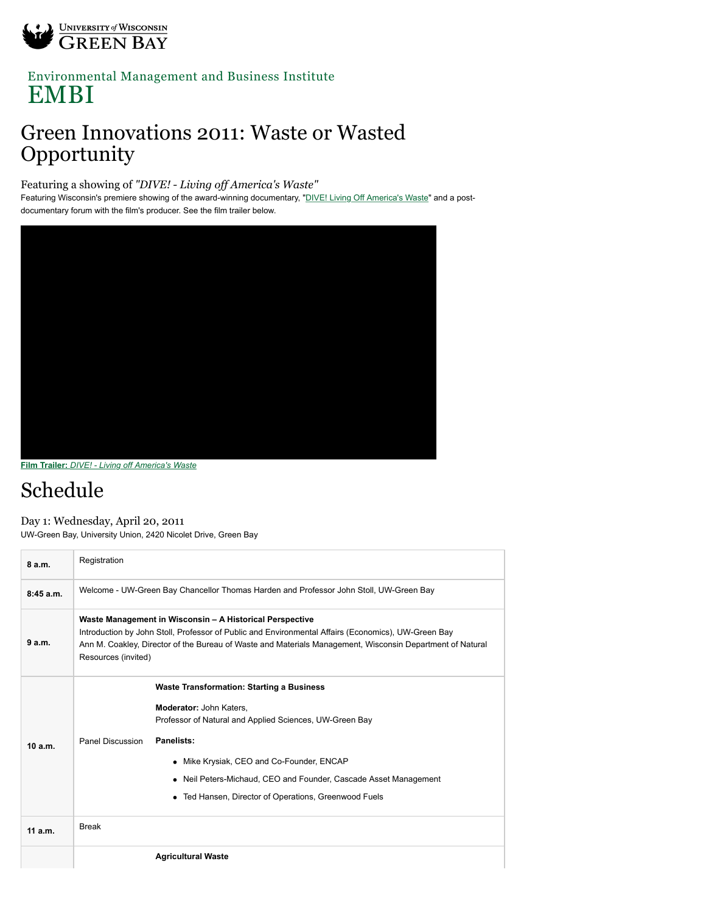University of Wisconsin Green Bay

Environmental Management and Business Institute

EMBI

# Green Innovations 2011: Waste or Wasted Opportunity

### Featuring a showing of *"DIVE! - Living off America's Waste"*

Featuring Wisconsin's premiere showing of the award-winning documentary, "DIVE! Living Off America's Waste" and a post-documentary forum with the film's producer. See the film trailer below.

**Film Trailer:** *DIVE! - Living off America's Waste*

## Schedule

### Day 1: Wednesday, April 20, 2011

UW-Green Bay, University Union, 2420 Nicolet Drive, Green Bay

| | | |
|---|---|---|
| **8 a.m.** | Registration | |
| **8:45 a.m.** | Welcome - UW-Green Bay Chancellor Thomas Harden and Professor John Stoll, UW-Green Bay | |
| **9 a.m.** | **Waste Management in Wisconsin – A Historical Perspective**<br>Introduction by John Stoll, Professor of Public and Environmental Affairs (Economics), UW-Green Bay<br>Ann M. Coakley, Director of the Bureau of Waste and Materials Management, Wisconsin Department of Natural Resources (invited) | |
| **10 a.m.** | Panel Discussion | **Waste Transformation: Starting a Business**<br>**Moderator:** John Katers,<br>Professor of Natural and Applied Sciences, UW-Green Bay<br>**Panelists:**<br>• Mike Krysiak, CEO and Co-Founder, ENCAP<br>• Neil Peters-Michaud, CEO and Founder, Cascade Asset Management<br>• Ted Hansen, Director of Operations, Greenwood Fuels |
| **11 a.m.** | Break | |
| | | **Agricultural Waste** |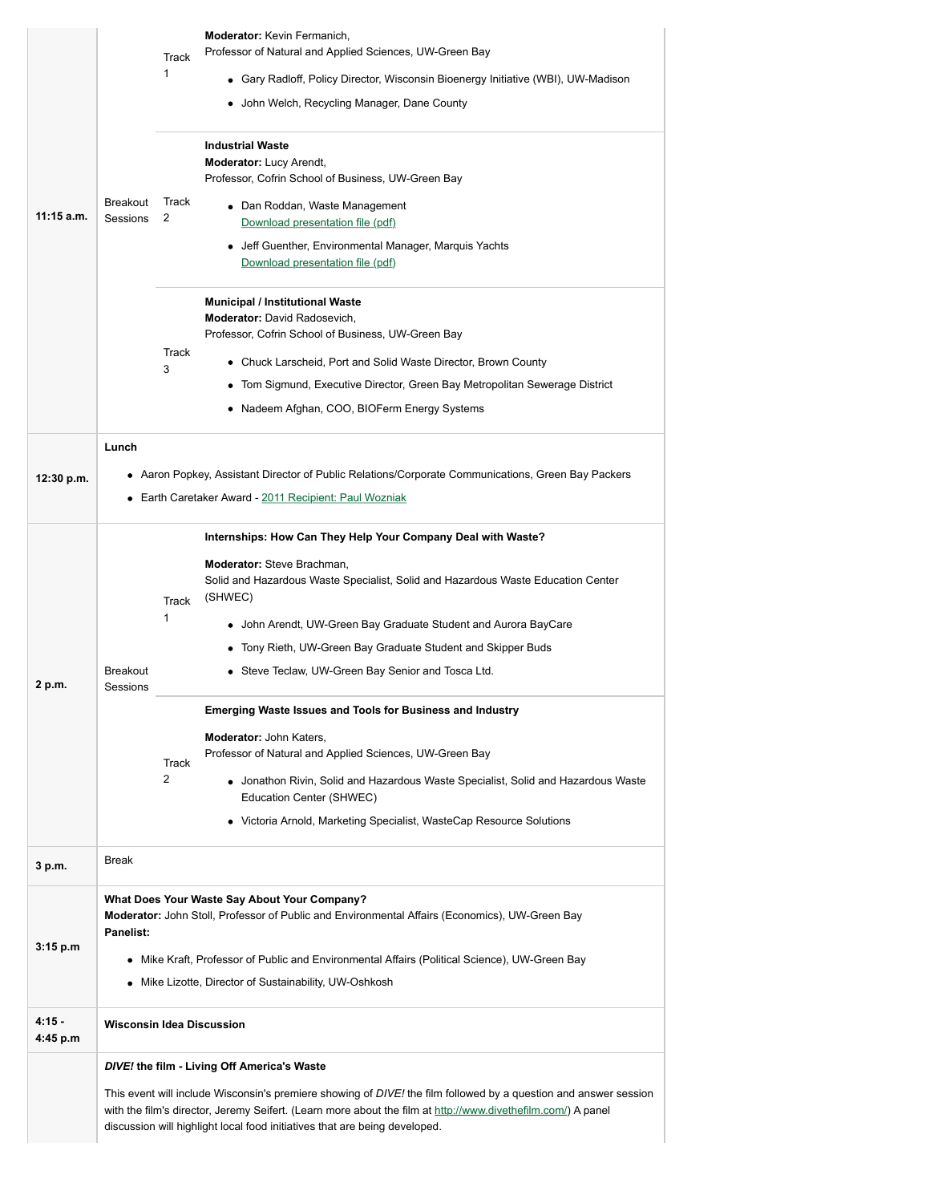| | | | |
|---|---|---|---|
| 11:15 a.m. | Breakout Sessions | Track 1 | **Moderator:** Kevin Fermanich, Professor of Natural and Applied Sciences, UW-Green Bay<br>• Gary Radloff, Policy Director, Wisconsin Bioenergy Initiative (WBI), UW-Madison<br>• John Welch, Recycling Manager, Dane County |
| | | Track 2 | **Industrial Waste**<br>**Moderator:** Lucy Arendt, Professor, Cofrin School of Business, UW-Green Bay<br>• Dan Roddan, Waste Management [Download presentation file (pdf)]<br>• Jeff Guenther, Environmental Manager, Marquis Yachts [Download presentation file (pdf)] |
| | | Track 3 | **Municipal / Institutional Waste**<br>**Moderator:** David Radosevich, Professor, Cofrin School of Business, UW-Green Bay<br>• Chuck Larscheid, Port and Solid Waste Director, Brown County<br>• Tom Sigmund, Executive Director, Green Bay Metropolitan Sewerage District<br>• Nadeem Afghan, COO, BIOFerm Energy Systems |
| 12:30 p.m. | **Lunch**<br>• Aaron Popkey, Assistant Director of Public Relations/Corporate Communications, Green Bay Packers<br>• Earth Caretaker Award - 2011 Recipient: Paul Wozniak | | |
| 2 p.m. | Breakout Sessions | Track 1 | **Internships: How Can They Help Your Company Deal with Waste?**<br>**Moderator:** Steve Brachman, Solid and Hazardous Waste Specialist, Solid and Hazardous Waste Education Center (SHWEC)<br>• John Arendt, UW-Green Bay Graduate Student and Aurora BayCare<br>• Tony Rieth, UW-Green Bay Graduate Student and Skipper Buds<br>• Steve Teclaw, UW-Green Bay Senior and Tosca Ltd. |
| | | Track 2 | **Emerging Waste Issues and Tools for Business and Industry**<br>**Moderator:** John Katers, Professor of Natural and Applied Sciences, UW-Green Bay<br>• Jonathon Rivin, Solid and Hazardous Waste Specialist, Solid and Hazardous Waste Education Center (SHWEC)<br>• Victoria Arnold, Marketing Specialist, WasteCap Resource Solutions |
| 3 p.m. | Break | | |
| 3:15 p.m | **What Does Your Waste Say About Your Company?**<br>**Moderator:** John Stoll, Professor of Public and Environmental Affairs (Economics), UW-Green Bay<br>**Panelist:**<br>• Mike Kraft, Professor of Public and Environmental Affairs (Political Science), UW-Green Bay<br>• Mike Lizotte, Director of Sustainability, UW-Oshkosh | | |
| 4:15 - 4:45 p.m | **Wisconsin Idea Discussion** | | |
| | ***DIVE!* the film - Living Off America's Waste**<br>This event will include Wisconsin's premiere showing of *DIVE!* the film followed by a question and answer session with the film's director, Jeremy Seifert. (Learn more about the film at http://www.divethefilm.com/) A panel discussion will highlight local food initiatives that are being developed. | | |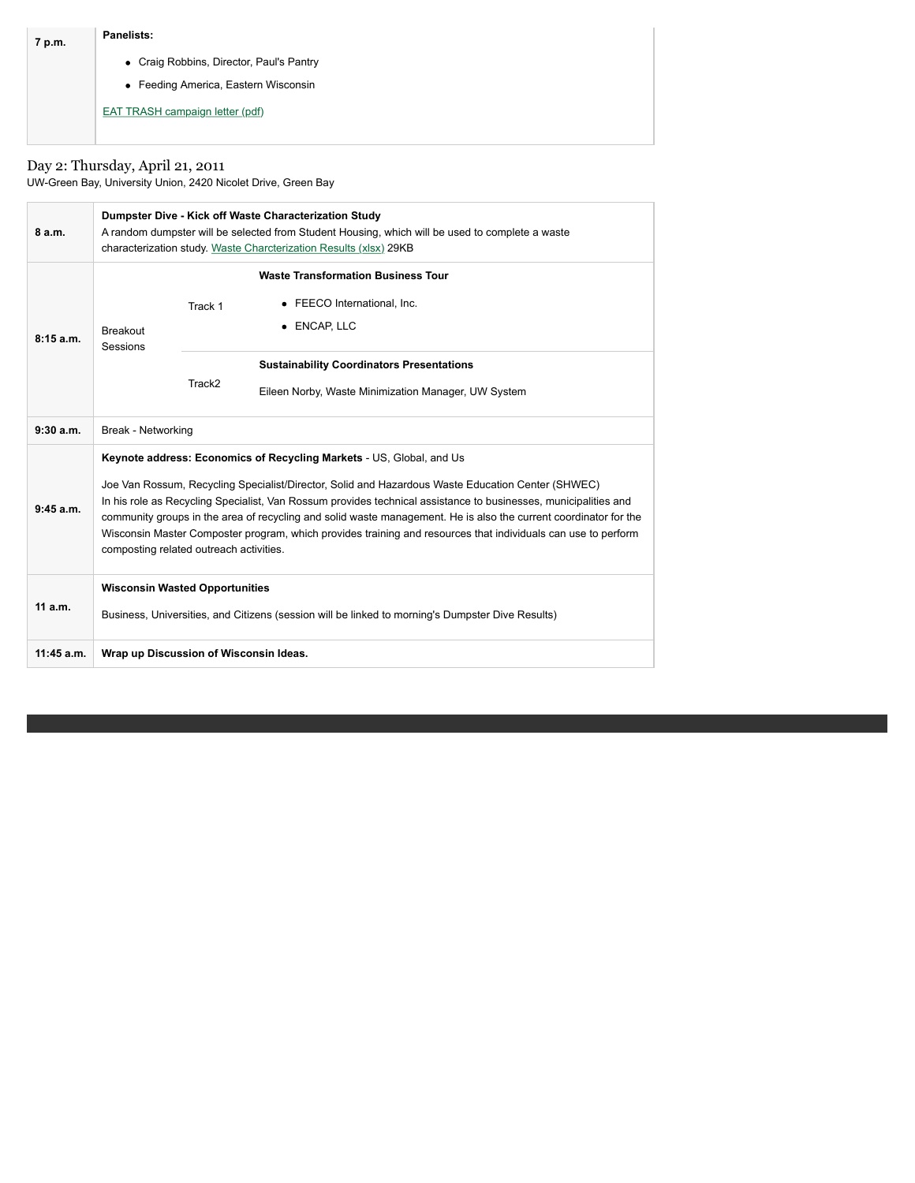| | |
|---|---|
| **7 p.m.** | **Panelists:**<br>• Craig Robbins, Director, Paul's Pantry<br>• Feeding America, Eastern Wisconsin<br>EAT TRASH campaign letter (pdf) |

## Day 2: Thursday, April 21, 2011

UW-Green Bay, University Union, 2420 Nicolet Drive, Green Bay

| | | | |
|---|---|---|---|
| **8 a.m.** | **Dumpster Dive - Kick off Waste Characterization Study**<br>A random dumpster will be selected from Student Housing, which will be used to complete a waste characterization study. Waste Charcterization Results (xlsx) 29KB | | |
| **8:15 a.m.** | Breakout Sessions | Track 1 | **Waste Transformation Business Tour**<br>• FEECO International, Inc.<br>• ENCAP, LLC |
| | | Track2 | **Sustainability Coordinators Presentations**<br>Eileen Norby, Waste Minimization Manager, UW System |
| **9:30 a.m.** | Break - Networking | | |
| **9:45 a.m.** | **Keynote address: Economics of Recycling Markets** - US, Global, and Us<br>Joe Van Rossum, Recycling Specialist/Director, Solid and Hazardous Waste Education Center (SHWEC)<br>In his role as Recycling Specialist, Van Rossum provides technical assistance to businesses, municipalities and community groups in the area of recycling and solid waste management. He is also the current coordinator for the Wisconsin Master Composter program, which provides training and resources that individuals can use to perform composting related outreach activities. | | |
| **11 a.m.** | **Wisconsin Wasted Opportunities**<br>Business, Universities, and Citizens (session will be linked to morning's Dumpster Dive Results) | | |
| **11:45 a.m.** | **Wrap up Discussion of Wisconsin Ideas.** | | |